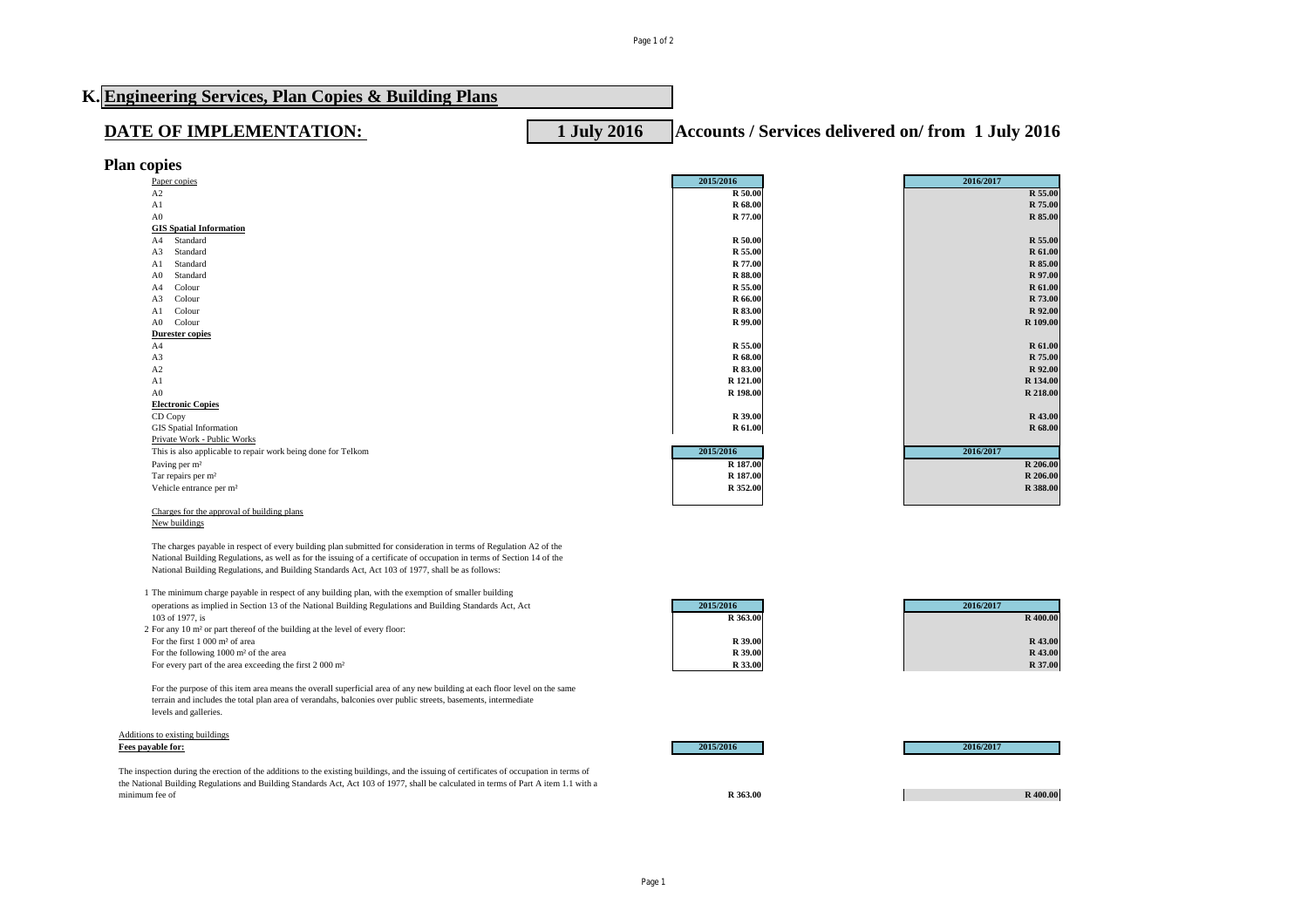# K. Engineering Services, Plan Copies & Building Plans

## DATE OF IMPLEMENTATION: 1 July 2016 Accounts / Services delivered on/ from 1 July 2016

### Plan copies

| Paper copies | 2015/2016 | 2016/2017 |
|---|---|---|
| A2 | R 50.00 | R 55.00 |
| A1 | R 68.00 | R 75.00 |
| A0 | R 77.00 | R 85.00 |
| **GIS Spatial Information** | | |
| A4 Standard | R 50.00 | R 55.00 |
| A3 Standard | R 55.00 | R 61.00 |
| A1 Standard | R 77.00 | R 85.00 |
| A0 Standard | R 88.00 | R 97.00 |
| A4 Colour | R 55.00 | R 61.00 |
| A3 Colour | R 66.00 | R 73.00 |
| A1 Colour | R 83.00 | R 92.00 |
| A0 Colour | R 99.00 | R 109.00 |
| **Durester copies** | | |
| A4 | R 55.00 | R 61.00 |
| A3 | R 68.00 | R 75.00 |
| A2 | R 83.00 | R 92.00 |
| A1 | R 121.00 | R 134.00 |
| A0 | R 198.00 | R 218.00 |
| **Electronic Copies** | | |
| CD Copy | R 39.00 | R 43.00 |
| GIS Spatial Information | R 61.00 | R 68.00 |

Private Work - Public Works

| This is also applicable to repair work being done for Telkom | 2015/2016 | 2016/2017 |
|---|---|---|
| Paving per m² | R 187.00 | R 206.00 |
| Tar repairs per m² | R 187.00 | R 206.00 |
| Vehicle entrance per m² | R 352.00 | R 388.00 |

Charges for the approval of building plans

New buildings

The charges payable in respect of every building plan submitted for consideration in terms of Regulation A2 of the National Building Regulations, as well as for the issuing of a certificate of occupation in terms of Section 14 of the National Building Regulations, and Building Standards Act, Act 103 of 1977, shall be as follows:

| | 2015/2016 | 2016/2017 |
|---|---|---|
| 1 The minimum charge payable in respect of any building plan, with the exemption of smaller building operations as implied in Section 13 of the National Building Regulations and Building Standards Act, Act 103 of 1977, is | R 363.00 | R 400.00 |
| 2 For any 10 m² or part thereof of the building at the level of every floor: | | |
| For the first 1 000 m² of area | R 39.00 | R 43.00 |
| For the following 1000 m² of the area | R 39.00 | R 43.00 |
| For every part of the area exceeding the first 2 000 m² | R 33.00 | R 37.00 |

For the purpose of this item area means the overall superficial area of any new building at each floor level on the same terrain and includes the total plan area of verandahs, balconies over public streets, basements, intermediate levels and galleries.

Additions to existing buildings

| **Fees payable for:** | 2015/2016 | 2016/2017 |
|---|---|---|
| The inspection during the erection of the additions to the existing buildings, and the issuing of certificates of occupation in terms of the National Building Regulations and Building Standards Act, Act 103 of 1977, shall be calculated in terms of Part A item 1.1 with a minimum fee of | R 363.00 | R 400.00 |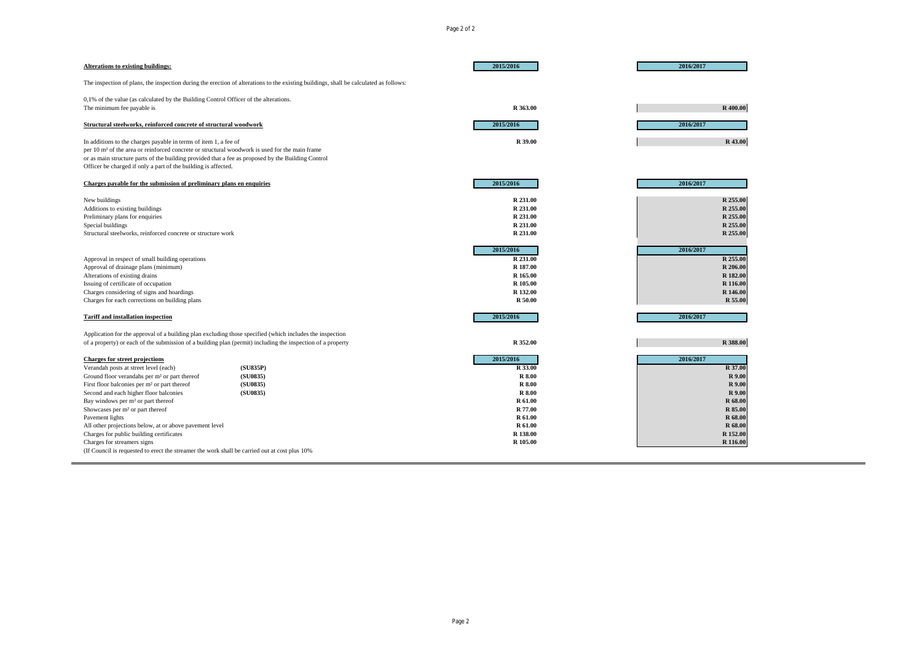| **Alterations to existing buildings:** | | **2015/2016** | **2016/2017** |
|---|---|---|---|
| The inspection of plans, the inspection during the erection of alterations to the existing buildings, shall be calculated as follows: | | | |
| 0,1% of the value (as calculated by the Building Control Officer of the alterations. | | | |
| The minimum fee payable is | | **R 363.00** | **R 400.00** |

| **Structural steelworks, reinforced concrete of structural woodwork** | **2015/2016** | **2016/2017** |
|---|---|---|
| In additions to the charges payable in terms of item 1, a fee of per 10 m² of the area or reinforced concrete or structural woodwork is used for the main frame or as main structure parts of the building provided that a fee as proposed by the Building Control Officer be charged if only a part of the building is affected. | **R 39.00** | **R 43.00** |

| **Charges payable for the submission of preliminary plans en enquiries** | **2015/2016** | **2016/2017** |
|---|---|---|
| New buildings | **R 231.00** | **R 255.00** |
| Additions to existing buildings | **R 231.00** | **R 255.00** |
| Preliminary plans for enquiries | **R 231.00** | **R 255.00** |
| Special buildings | **R 231.00** | **R 255.00** |
| Structural steelworks, reinforced concrete or structure work | **R 231.00** | **R 255.00** |

| | **2015/2016** | **2016/2017** |
|---|---|---|
| Approval in respect of small building operations | **R 231.00** | **R 255.00** |
| Approval of drainage plans (minimum) | **R 187.00** | **R 206.00** |
| Alterations of existing drains | **R 165.00** | **R 182.00** |
| Issuing of certificate of occupation | **R 105.00** | **R 116.00** |
| Charges considering of signs and hoardings | **R 132.00** | **R 146.00** |
| Charges for each corrections on building plans | **R 50.00** | **R 55.00** |

| **Tariff and installation inspection** | **2015/2016** | **2016/2017** |
|---|---|---|
| Application for the approval of a building plan excluding those specified (which includes the inspection of a property) or each of the submission of a building plan (permit) including the inspection of a property | **R 352.00** | **R 388.00** |

| **Charges for street projections** | | **2015/2016** | **2016/2017** |
|---|---|---|---|
| Verandah posts at street level (each) | **(SU835P)** | **R 33.00** | **R 37.00** |
| Ground floor verandahs per m² or part thereof | **(SU0835)** | **R 8.00** | **R 9.00** |
| First floor balconies per m² or part thereof | **(SU0835)** | **R 8.00** | **R 9.00** |
| Second and each higher floor balconies | **(SU0835)** | **R 8.00** | **R 9.00** |
| Bay windows per m² or part thereof | | **R 61.00** | **R 68.00** |
| Showcases per m² or part thereof | | **R 77.00** | **R 85.00** |
| Pavement lights | | **R 61.00** | **R 68.00** |
| All other projections below, at or above pavement level | | **R 61.00** | **R 68.00** |
| Charges for public building certificates | | **R 138.00** | **R 152.00** |
| Charges for streamers signs | | **R 105.00** | **R 116.00** |
| (If Council is requested to erect the streamer the work shall be carried out at cost plus 10% | | | |